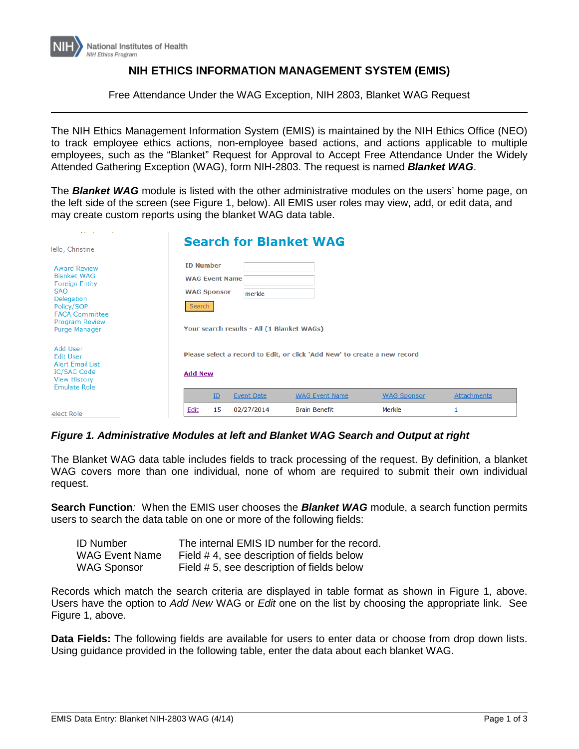NIH National Institutes of Health
NIH Ethics Program

# NIH ETHICS INFORMATION MANAGEMENT SYSTEM (EMIS)

Free Attendance Under the WAG Exception, NIH 2803, Blanket WAG Request

---

The NIH Ethics Management Information System (EMIS) is maintained by the NIH Ethics Office (NEO) to track employee ethics actions, non-employee based actions, and actions applicable to multiple employees, such as the "Blanket" Request for Approval to Accept Free Attendance Under the Widely Attended Gathering Exception (WAG), form NIH-2803. The request is named ***Blanket WAG***.

The ***Blanket WAG*** module is listed with the other administrative modules on the users' home page, on the left side of the screen (see Figure 1, below). All EMIS user roles may view, add, or edit data, and may create custom reports using the blanket WAG data table.

Iello, Christine

Award Review
Blanket WAG
Foreign Entity
SAO
Delegation
Policy/SOP
FACA Committee
Program Review
Purge Manager

Add User
Edit User
Alert Email List
IC/SAC Code
View History
Emulate Role

Select Role

## Search for Blanket WAG

ID Number
WAG Event Name
WAG Sponsor: merkle
Search

Your search results - All (1 Blanket WAGs)

Please select a record to Edit, or click 'Add New' to create a new record

Add New

| | ID | Event Date | WAG Event Name | WAG Sponsor | Attachments |
|---|---|---|---|---|---|
| Edit | 15 | 02/27/2014 | Brain Benefit | Merkle | 1 |

***Figure 1. Administrative Modules at left and Blanket WAG Search and Output at right***

The Blanket WAG data table includes fields to track processing of the request. By definition, a blanket WAG covers more than one individual, none of whom are required to submit their own individual request.

**Search Function***:* When the EMIS user chooses the ***Blanket WAG*** module, a search function permits users to search the data table on one or more of the following fields:

| | |
|---|---|
| ID Number | The internal EMIS ID number for the record. |
| WAG Event Name | Field # 4, see description of fields below |
| WAG Sponsor | Field # 5, see description of fields below |

Records which match the search criteria are displayed in table format as shown in Figure 1, above. Users have the option to *Add New* WAG or *Edit* one on the list by choosing the appropriate link. See Figure 1, above.

**Data Fields:** The following fields are available for users to enter data or choose from drop down lists. Using guidance provided in the following table, enter the data about each blanket WAG.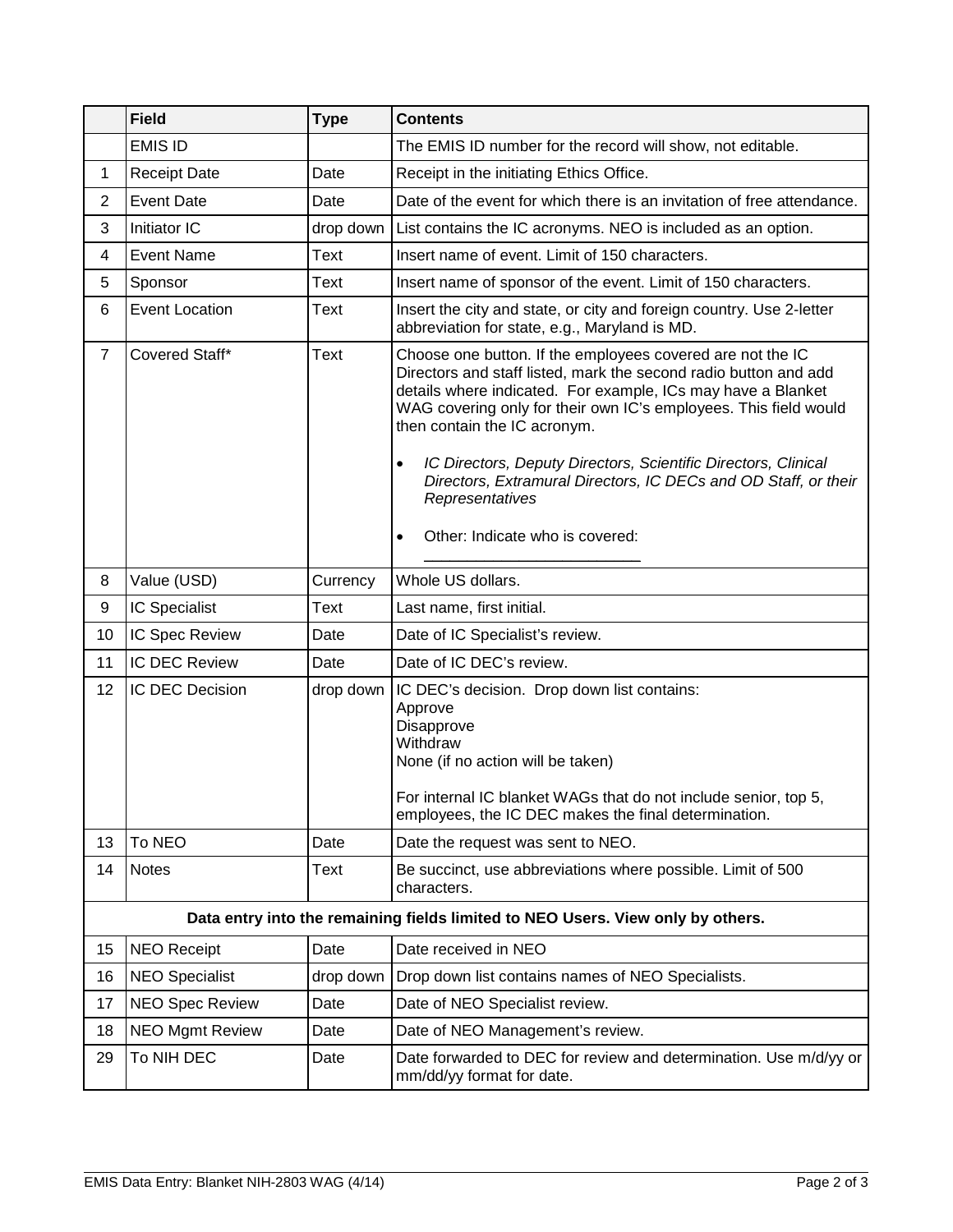| | Field | Type | Contents |
|---|---|---|---|
| | EMIS ID | | The EMIS ID number for the record will show, not editable. |
| 1 | Receipt Date | Date | Receipt in the initiating Ethics Office. |
| 2 | Event Date | Date | Date of the event for which there is an invitation of free attendance. |
| 3 | Initiator IC | drop down | List contains the IC acronyms. NEO is included as an option. |
| 4 | Event Name | Text | Insert name of event. Limit of 150 characters. |
| 5 | Sponsor | Text | Insert name of sponsor of the event. Limit of 150 characters. |
| 6 | Event Location | Text | Insert the city and state, or city and foreign country. Use 2-letter abbreviation for state, e.g., Maryland is MD. |
| 7 | Covered Staff* | Text | Choose one button. If the employees covered are not the IC Directors and staff listed, mark the second radio button and add details where indicated. For example, ICs may have a Blanket WAG covering only for their own IC's employees. This field would then contain the IC acronym.<br><br>• *IC Directors, Deputy Directors, Scientific Directors, Clinical Directors, Extramural Directors, IC DECs and OD Staff, or their Representatives*<br><br>• Other: Indicate who is covered: ________________________ |
| 8 | Value (USD) | Currency | Whole US dollars. |
| 9 | IC Specialist | Text | Last name, first initial. |
| 10 | IC Spec Review | Date | Date of IC Specialist's review. |
| 11 | IC DEC Review | Date | Date of IC DEC's review. |
| 12 | IC DEC Decision | drop down | IC DEC's decision. Drop down list contains:<br>Approve<br>Disapprove<br>Withdraw<br>None (if no action will be taken)<br><br>For internal IC blanket WAGs that do not include senior, top 5, employees, the IC DEC makes the final determination. |
| 13 | To NEO | Date | Date the request was sent to NEO. |
| 14 | Notes | Text | Be succinct, use abbreviations where possible. Limit of 500 characters. |
| | **Data entry into the remaining fields limited to NEO Users. View only by others.** | | |
| 15 | NEO Receipt | Date | Date received in NEO |
| 16 | NEO Specialist | drop down | Drop down list contains names of NEO Specialists. |
| 17 | NEO Spec Review | Date | Date of NEO Specialist review. |
| 18 | NEO Mgmt Review | Date | Date of NEO Management's review. |
| 29 | To NIH DEC | Date | Date forwarded to DEC for review and determination. Use m/d/yy or mm/dd/yy format for date. |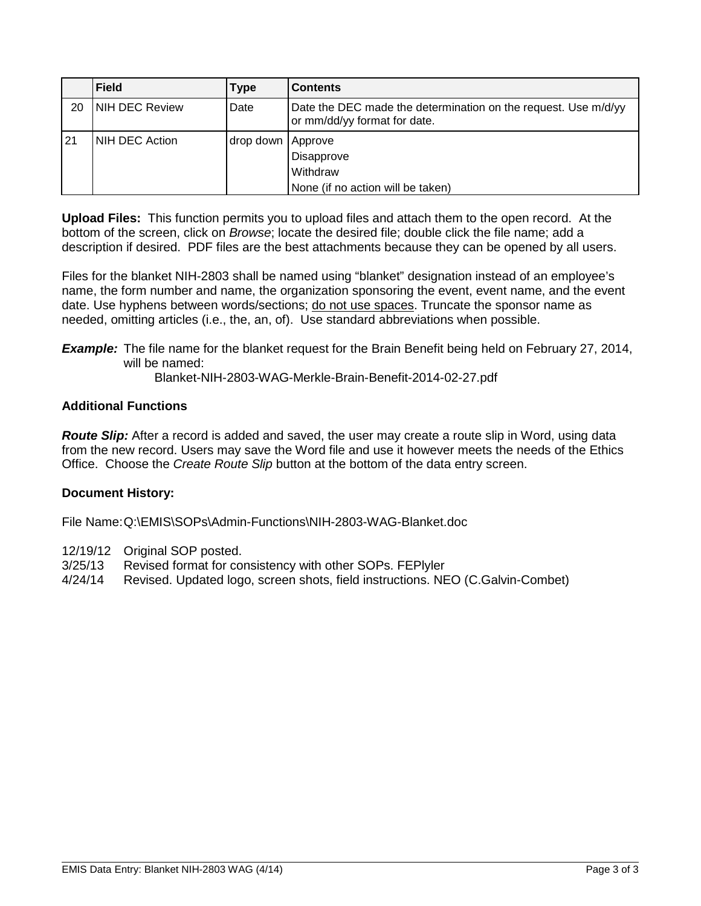|  | Field | Type | Contents |
|---|---|---|---|
| 20 | NIH DEC Review | Date | Date the DEC made the determination on the request. Use m/d/yy or mm/dd/yy format for date. |
| 21 | NIH DEC Action | drop down | Approve<br>Disapprove<br>Withdraw<br>None (if no action will be taken) |

**Upload Files:** This function permits you to upload files and attach them to the open record. At the bottom of the screen, click on *Browse*; locate the desired file; double click the file name; add a description if desired. PDF files are the best attachments because they can be opened by all users.

Files for the blanket NIH-2803 shall be named using "blanket" designation instead of an employee's name, the form number and name, the organization sponsoring the event, event name, and the event date. Use hyphens between words/sections; <u>do not use spaces</u>. Truncate the sponsor name as needed, omitting articles (i.e., the, an, of). Use standard abbreviations when possible.

***Example:*** The file name for the blanket request for the Brain Benefit being held on February 27, 2014, will be named:

Blanket-NIH-2803-WAG-Merkle-Brain-Benefit-2014-02-27.pdf

### Additional Functions

***Route Slip:*** After a record is added and saved, the user may create a route slip in Word, using data from the new record. Users may save the Word file and use it however meets the needs of the Ethics Office. Choose the *Create Route Slip* button at the bottom of the data entry screen.

### Document History:

File Name: Q:\EMIS\SOPs\Admin-Functions\NIH-2803-WAG-Blanket.doc

12/19/12 Original SOP posted.
3/25/13 Revised format for consistency with other SOPs. FEPlyler
4/24/14 Revised. Updated logo, screen shots, field instructions. NEO (C.Galvin-Combet)